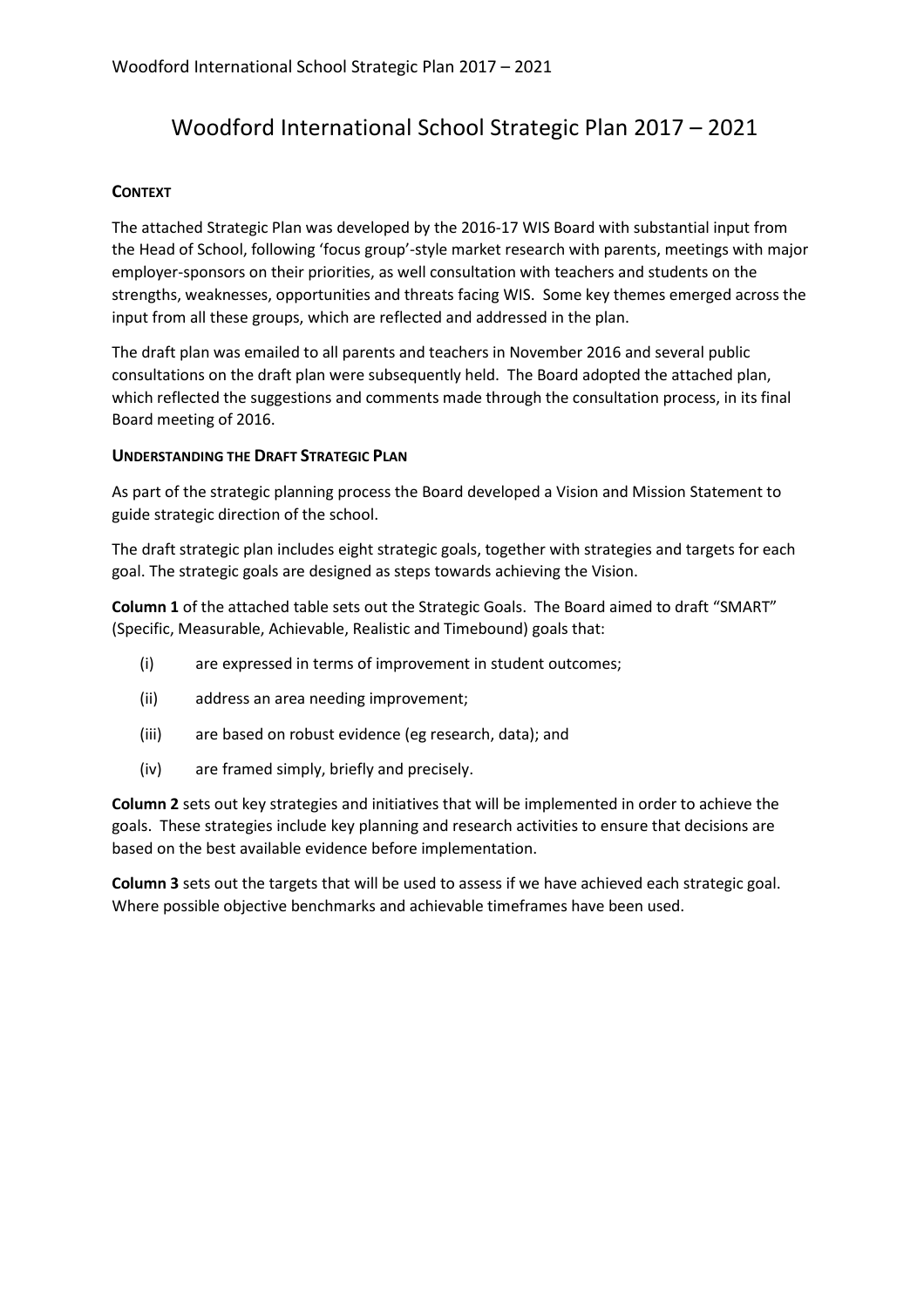# Woodford International School Strategic Plan 2017 – 2021

## CONTEXT

The attached Strategic Plan was developed by the 2016-17 WIS Board with substantial input from the Head of School, following 'focus group'-style market research with parents, meetings with major employer-sponsors on their priorities, as well consultation with teachers and students on the strengths, weaknesses, opportunities and threats facing WIS. Some key themes emerged across the input from all these groups, which are reflected and addressed in the plan.

The draft plan was emailed to all parents and teachers in November 2016 and several public consultations on the draft plan were subsequently held. The Board adopted the attached plan, which reflected the suggestions and comments made through the consultation process, in its final Board meeting of 2016.

## UNDERSTANDING THE DRAFT STRATEGIC PLAN

As part of the strategic planning process the Board developed a Vision and Mission Statement to guide strategic direction of the school.

The draft strategic plan includes eight strategic goals, together with strategies and targets for each goal. The strategic goals are designed as steps towards achieving the Vision.

**Column 1** of the attached table sets out the Strategic Goals. The Board aimed to draft "SMART" (Specific, Measurable, Achievable, Realistic and Timebound) goals that:

- (i) are expressed in terms of improvement in student outcomes;
- (ii) address an area needing improvement;
- (iii) are based on robust evidence (eg research, data); and
- (iv) are framed simply, briefly and precisely.

**Column 2** sets out key strategies and initiatives that will be implemented in order to achieve the goals. These strategies include key planning and research activities to ensure that decisions are based on the best available evidence before implementation.

**Column 3** sets out the targets that will be used to assess if we have achieved each strategic goal. Where possible objective benchmarks and achievable timeframes have been used.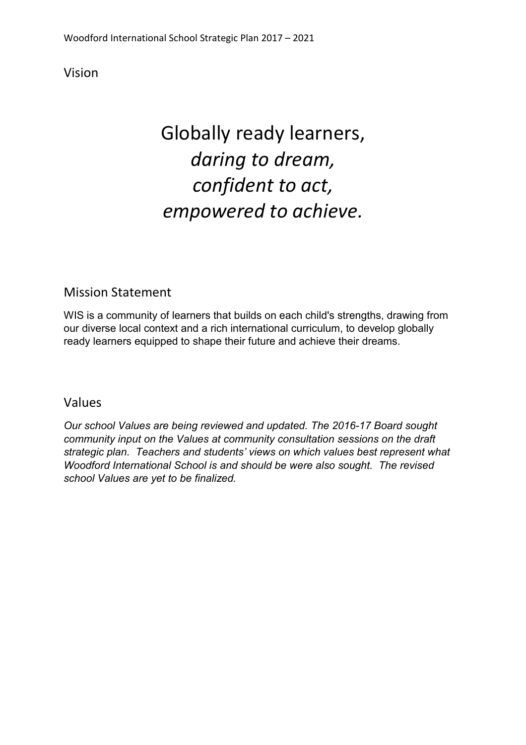## Vision

# Globally ready learners,
# *daring to dream,*
# *confident to act,*
# *empowered to achieve.*

## Mission Statement

WIS is a community of learners that builds on each child's strengths, drawing from our diverse local context and a rich international curriculum, to develop globally ready learners equipped to shape their future and achieve their dreams.

## Values

*Our school Values are being reviewed and updated. The 2016-17 Board sought community input on the Values at community consultation sessions on the draft strategic plan. Teachers and students' views on which values best represent what Woodford International School is and should be were also sought. The revised school Values are yet to be finalized.*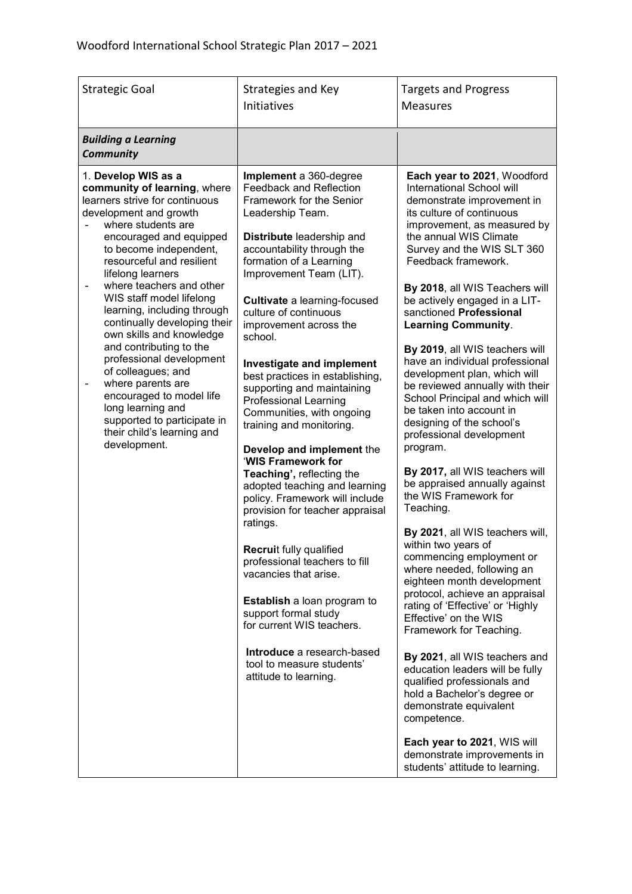# Woodford International School Strategic Plan 2017 – 2021

| Strategic Goal | Strategies and Key Initiatives | Targets and Progress Measures |
|---|---|---|
| ***Building a Learning Community*** | | |
| 1. **Develop WIS as a community of learning**, where learners strive for continuous development and growth<br>- where students are encouraged and equipped to become independent, resourceful and resilient lifelong learners<br>- where teachers and other WIS staff model lifelong learning, including through continually developing their own skills and knowledge and contributing to the professional development of colleagues; and<br>- where parents are encouraged to model life long learning and supported to participate in their child's learning and development. | **Implement** a 360-degree Feedback and Reflection Framework for the Senior Leadership Team.<br><br>**Distribute** leadership and accountability through the formation of a Learning Improvement Team (LIT).<br><br>**Cultivate** a learning-focused culture of continuous improvement across the school.<br><br>**Investigate and implement** best practices in establishing, supporting and maintaining Professional Learning Communities, with ongoing training and monitoring.<br><br>**Develop and implement** the '**WIS Framework for Teaching',** reflecting the adopted teaching and learning policy. Framework will include provision for teacher appraisal ratings.<br><br>**Recrui**t fully qualified professional teachers to fill vacancies that arise.<br><br>**Establish** a loan program to support formal study for current WIS teachers.<br><br>**Introduce** a research-based tool to measure students' attitude to learning. | **Each year to 2021**, Woodford International School will demonstrate improvement in its culture of continuous improvement, as measured by the annual WIS Climate Survey and the WIS SLT 360 Feedback framework.<br><br>**By 2018**, all WIS Teachers will be actively engaged in a LIT-sanctioned **Professional Learning Community**.<br><br>**By 2019**, all WIS teachers will have an individual professional development plan, which will be reviewed annually with their School Principal and which will be taken into account in designing of the school's professional development program.<br><br>**By 2017,** all WIS teachers will be appraised annually against the WIS Framework for Teaching.<br><br>**By 2021**, all WIS teachers will, within two years of commencing employment or where needed, following an eighteen month development protocol, achieve an appraisal rating of 'Effective' or 'Highly Effective' on the WIS Framework for Teaching.<br><br>**By 2021**, all WIS teachers and education leaders will be fully qualified professionals and hold a Bachelor's degree or demonstrate equivalent competence.<br><br>**Each year to 2021**, WIS will demonstrate improvements in students' attitude to learning. |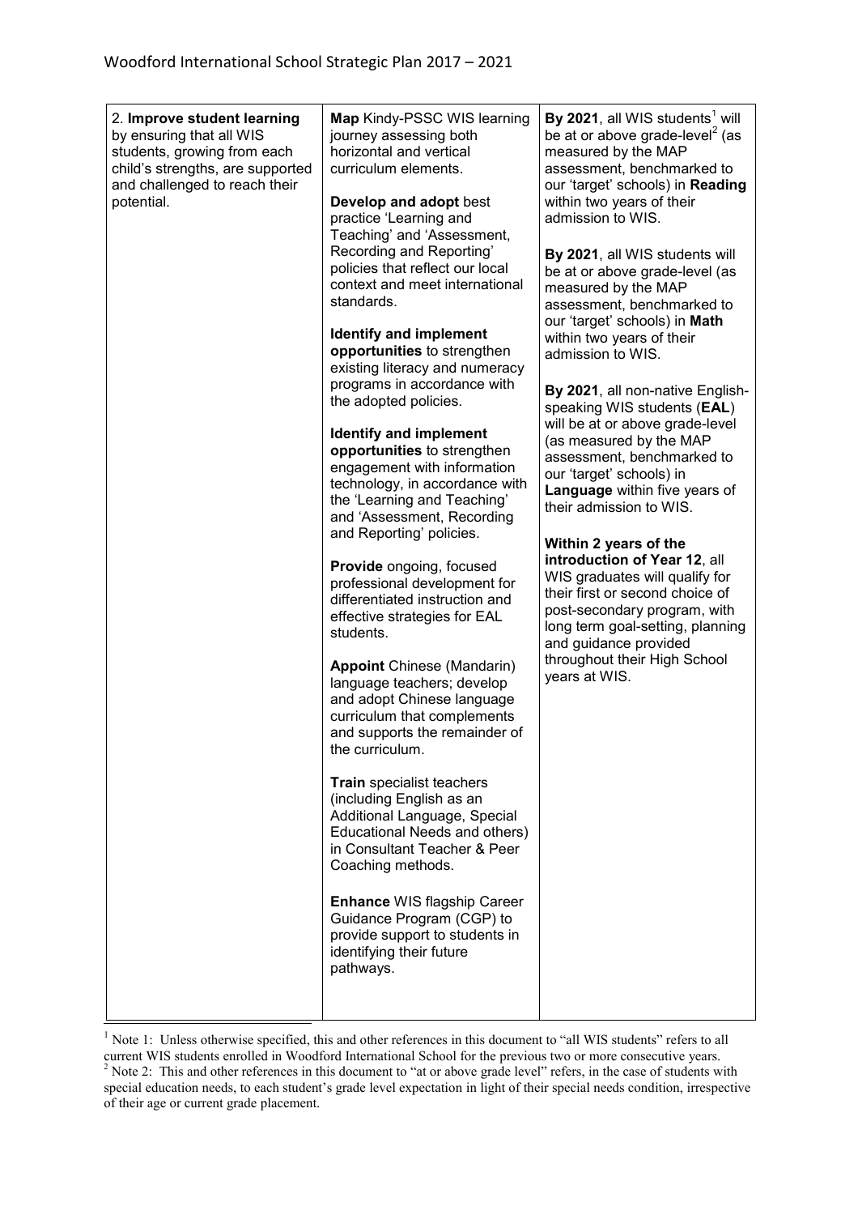| 2. **Improve student learning** by ensuring that all WIS students, growing from each child's strengths, are supported and challenged to reach their potential. | **Map** Kindy-PSSC WIS learning journey assessing both horizontal and vertical curriculum elements.<br><br>**Develop and adopt** best practice 'Learning and Teaching' and 'Assessment, Recording and Reporting' policies that reflect our local context and meet international standards.<br><br>**Identify and implement opportunities** to strengthen existing literacy and numeracy programs in accordance with the adopted policies.<br><br>**Identify and implement opportunities** to strengthen engagement with information technology, in accordance with the 'Learning and Teaching' and 'Assessment, Recording and Reporting' policies.<br><br>**Provide** ongoing, focused professional development for differentiated instruction and effective strategies for EAL students.<br><br>**Appoint** Chinese (Mandarin) language teachers; develop and adopt Chinese language curriculum that complements and supports the remainder of the curriculum.<br><br>**Train** specialist teachers (including English as an Additional Language, Special Educational Needs and others) in Consultant Teacher & Peer Coaching methods.<br><br>**Enhance** WIS flagship Career Guidance Program (CGP) to provide support to students in identifying their future pathways. | **By 2021**, all WIS students[1] will be at or above grade-level[2] (as measured by the MAP assessment, benchmarked to our 'target' schools) in **Reading** within two years of their admission to WIS.<br><br>**By 2021**, all WIS students will be at or above grade-level (as measured by the MAP assessment, benchmarked to our 'target' schools) in **Math** within two years of their admission to WIS.<br><br>**By 2021**, all non-native English-speaking WIS students (**EAL**) will be at or above grade-level (as measured by the MAP assessment, benchmarked to our 'target' schools) in **Language** within five years of their admission to WIS.<br><br>**Within 2 years of the introduction of Year 12**, all WIS graduates will qualify for their first or second choice of post-secondary program, with long term goal-setting, planning and guidance provided throughout their High School years at WIS. |
|---|---|---|

[1] Note 1: Unless otherwise specified, this and other references in this document to "all WIS students" refers to all current WIS students enrolled in Woodford International School for the previous two or more consecutive years.

[2] Note 2: This and other references in this document to "at or above grade level" refers, in the case of students with special education needs, to each student's grade level expectation in light of their special needs condition, irrespective of their age or current grade placement.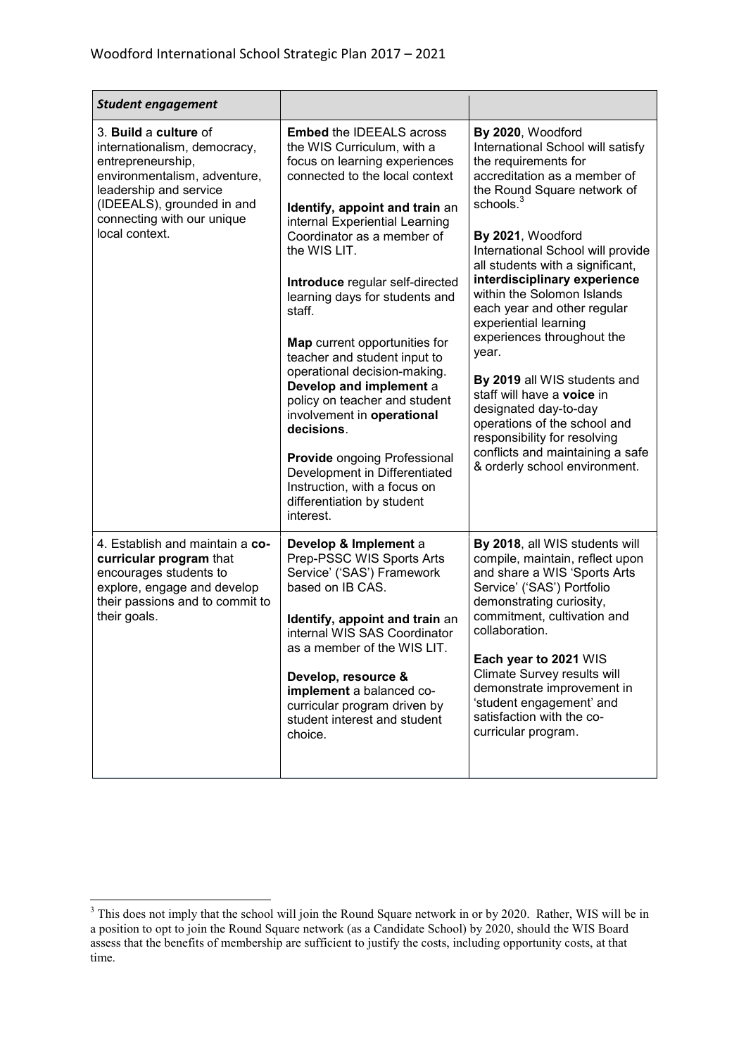| ***Student engagement*** | | |
|---|---|---|
| 3. **Build** a **culture** of internationalism, democracy, entrepreneurship, environmentalism, adventure, leadership and service (IDEEALS), grounded in and connecting with our unique local context. | **Embed** the IDEEALS across the WIS Curriculum, with a focus on learning experiences connected to the local context<br><br>**Identify, appoint and train** an internal Experiential Learning Coordinator as a member of the WIS LIT.<br><br>**Introduce** regular self-directed learning days for students and staff.<br><br>**Map** current opportunities for teacher and student input to operational decision-making. **Develop and implement** a policy on teacher and student involvement in **operational decisions**.<br><br>**Provide** ongoing Professional Development in Differentiated Instruction, with a focus on differentiation by student interest. | **By 2020**, Woodford International School will satisfy the requirements for accreditation as a member of the Round Square network of schools.[3]<br><br>**By 2021**, Woodford International School will provide all students with a significant, **interdisciplinary experience** within the Solomon Islands each year and other regular experiential learning experiences throughout the year.<br><br>**By 2019** all WIS students and staff will have a **voice** in designated day-to-day operations of the school and responsibility for resolving conflicts and maintaining a safe & orderly school environment. |
| 4. Establish and maintain a **co-curricular program** that encourages students to explore, engage and develop their passions and to commit to their goals. | **Develop & Implement** a Prep-PSSC WIS Sports Arts Service' ('SAS') Framework based on IB CAS.<br><br>**Identify, appoint and train** an internal WIS SAS Coordinator as a member of the WIS LIT.<br><br>**Develop, resource & implement** a balanced co-curricular program driven by student interest and student choice. | **By 2018**, all WIS students will compile, maintain, reflect upon and share a WIS 'Sports Arts Service' ('SAS') Portfolio demonstrating curiosity, commitment, cultivation and collaboration.<br><br>**Each year to 2021** WIS Climate Survey results will demonstrate improvement in 'student engagement' and satisfaction with the co-curricular program. |

[3] This does not imply that the school will join the Round Square network in or by 2020. Rather, WIS will be in a position to opt to join the Round Square network (as a Candidate School) by 2020, should the WIS Board assess that the benefits of membership are sufficient to justify the costs, including opportunity costs, at that time.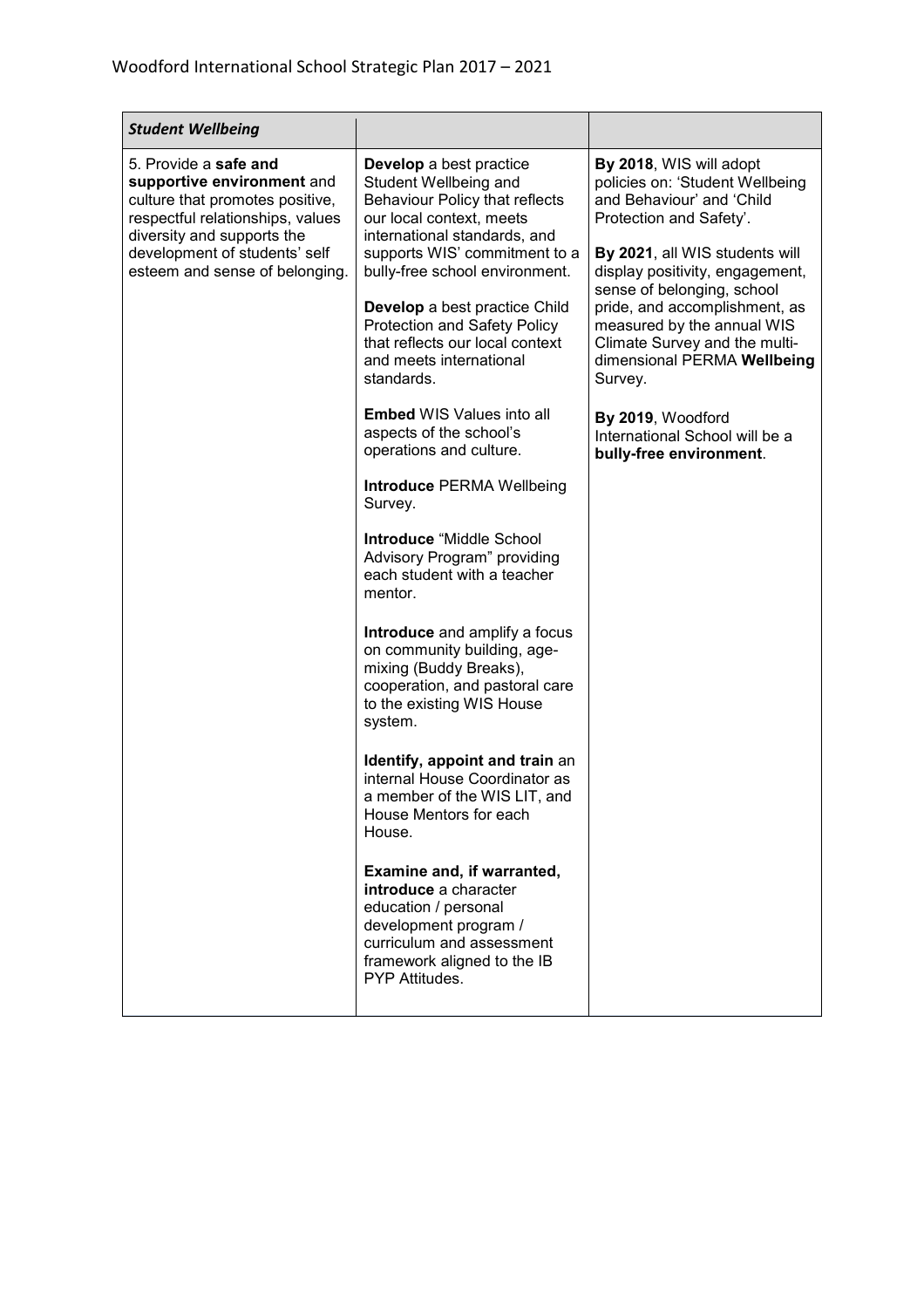| ***Student Wellbeing*** | | |
|---|---|---|
| 5. Provide a **safe and supportive environment** and culture that promotes positive, respectful relationships, values diversity and supports the development of students' self esteem and sense of belonging. | **Develop** a best practice Student Wellbeing and Behaviour Policy that reflects our local context, meets international standards, and supports WIS' commitment to a bully-free school environment.<br><br>**Develop** a best practice Child Protection and Safety Policy that reflects our local context and meets international standards.<br><br>**Embed** WIS Values into all aspects of the school's operations and culture.<br><br>**Introduce** PERMA Wellbeing Survey.<br><br>**Introduce** "Middle School Advisory Program" providing each student with a teacher mentor.<br><br>**Introduce** and amplify a focus on community building, age-mixing (Buddy Breaks), cooperation, and pastoral care to the existing WIS House system.<br><br>**Identify, appoint and train** an internal House Coordinator as a member of the WIS LIT, and House Mentors for each House.<br><br>**Examine and, if warranted, introduce** a character education / personal development program / curriculum and assessment framework aligned to the IB PYP Attitudes. | **By 2018**, WIS will adopt policies on: 'Student Wellbeing and Behaviour' and 'Child Protection and Safety'.<br><br>**By 2021**, all WIS students will display positivity, engagement, sense of belonging, school pride, and accomplishment, as measured by the annual WIS Climate Survey and the multi-dimensional PERMA **Wellbeing** Survey.<br><br>**By 2019**, Woodford International School will be a **bully-free environment**. |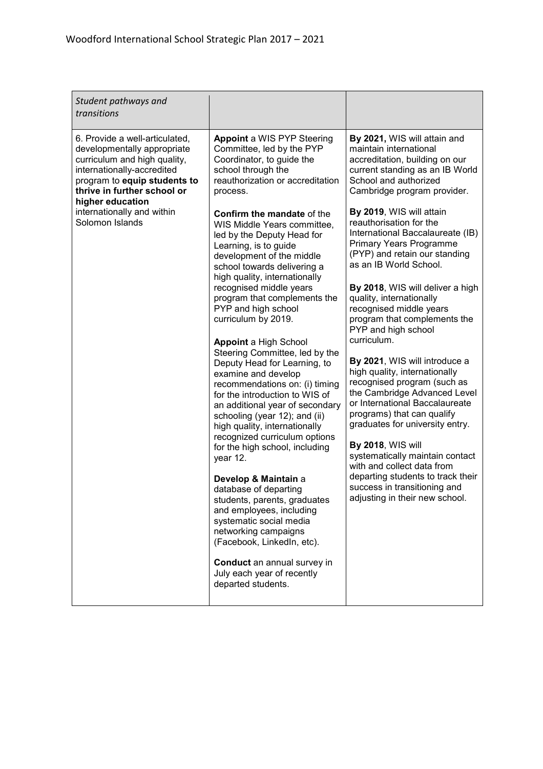| *Student pathways and transitions* | | |
|---|---|---|
| 6. Provide a well-articulated, developmentally appropriate curriculum and high quality, internationally-accredited program to **equip students to thrive in further school or higher education** internationally and within Solomon Islands | **Appoint** a WIS PYP Steering Committee, led by the PYP Coordinator, to guide the school through the reauthorization or accreditation process.<br><br>**Confirm the mandate** of the WIS Middle Years committee, led by the Deputy Head for Learning, is to guide development of the middle school towards delivering a high quality, internationally recognised middle years program that complements the PYP and high school curriculum by 2019.<br><br>**Appoint** a High School Steering Committee, led by the Deputy Head for Learning, to examine and develop recommendations on: (i) timing for the introduction to WIS of an additional year of secondary schooling (year 12); and (ii) high quality, internationally recognized curriculum options for the high school, including year 12.<br><br>**Develop & Maintain** a database of departing students, parents, graduates and employees, including systematic social media networking campaigns (Facebook, LinkedIn, etc).<br><br>**Conduct** an annual survey in July each year of recently departed students. | **By 2021,** WIS will attain and maintain international accreditation, building on our current standing as an IB World School and authorized Cambridge program provider.<br><br>**By 2019**, WIS will attain reauthorisation for the International Baccalaureate (IB) Primary Years Programme (PYP) and retain our standing as an IB World School.<br><br>**By 2018**, WIS will deliver a high quality, internationally recognised middle years program that complements the PYP and high school curriculum.<br><br>**By 2021**, WIS will introduce a high quality, internationally recognised program (such as the Cambridge Advanced Level or International Baccalaureate programs) that can qualify graduates for university entry.<br><br>**By 2018**, WIS will systematically maintain contact with and collect data from departing students to track their success in transitioning and adjusting in their new school. |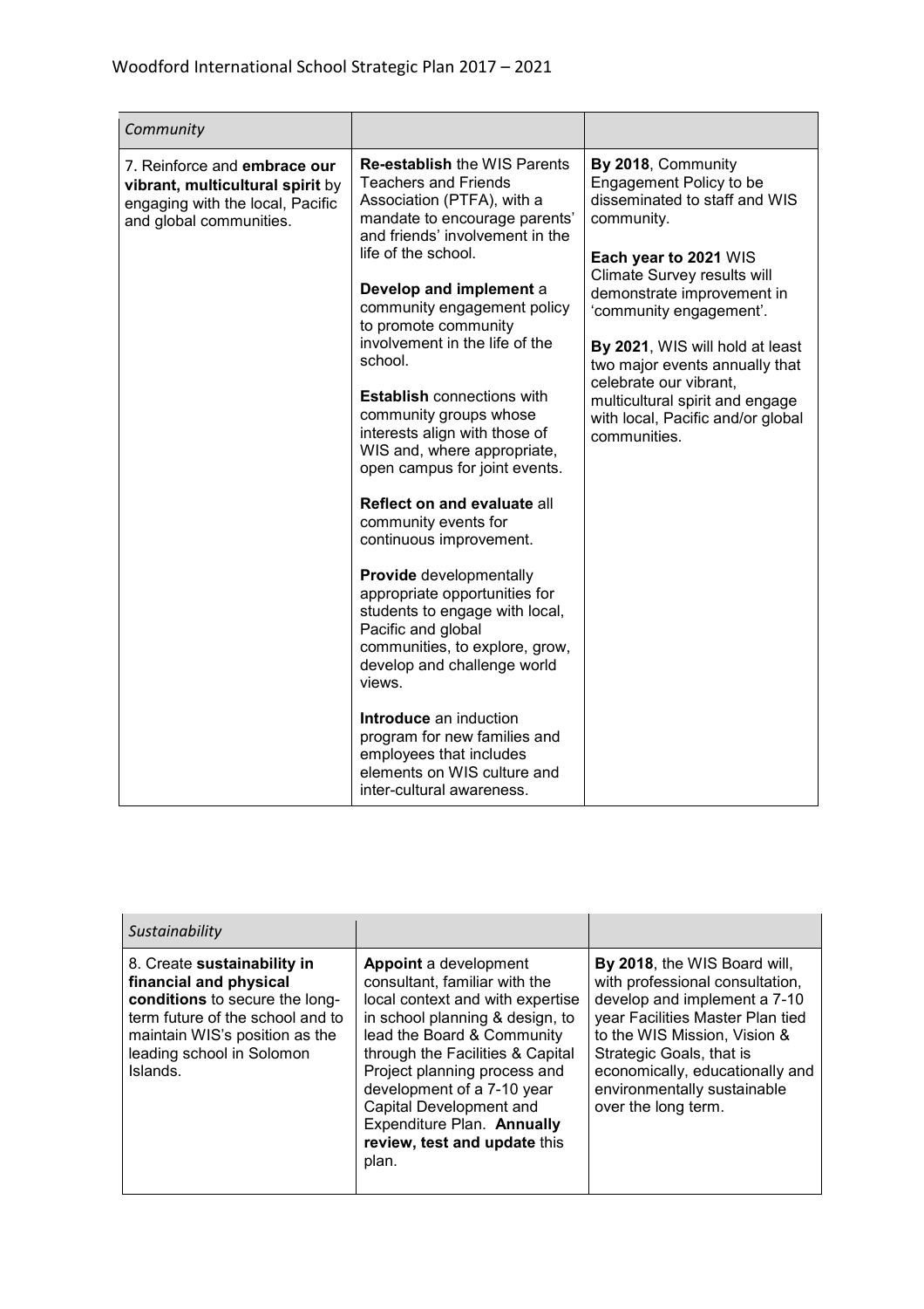| *Community* | | |
|---|---|---|
| 7. Reinforce and **embrace our vibrant, multicultural spirit** by engaging with the local, Pacific and global communities. | **Re-establish** the WIS Parents Teachers and Friends Association (PTFA), with a mandate to encourage parents' and friends' involvement in the life of the school.<br><br>**Develop and implement** a community engagement policy to promote community involvement in the life of the school.<br><br>**Establish** connections with community groups whose interests align with those of WIS and, where appropriate, open campus for joint events.<br><br>**Reflect on and evaluate** all community events for continuous improvement.<br><br>**Provide** developmentally appropriate opportunities for students to engage with local, Pacific and global communities, to explore, grow, develop and challenge world views.<br><br>**Introduce** an induction program for new families and employees that includes elements on WIS culture and inter-cultural awareness. | **By 2018**, Community Engagement Policy to be disseminated to staff and WIS community.<br><br>**Each year to 2021** WIS Climate Survey results will demonstrate improvement in 'community engagement'.<br><br>**By 2021**, WIS will hold at least two major events annually that celebrate our vibrant, multicultural spirit and engage with local, Pacific and/or global communities. |

| *Sustainability* | | |
|---|---|---|
| 8. Create **sustainability in financial and physical conditions** to secure the long-term future of the school and to maintain WIS's position as the leading school in Solomon Islands. | **Appoint** a development consultant, familiar with the local context and with expertise in school planning & design, to lead the Board & Community through the Facilities & Capital Project planning process and development of a 7-10 year Capital Development and Expenditure Plan. **Annually review, test and update** this plan. | **By 2018**, the WIS Board will, with professional consultation, develop and implement a 7-10 year Facilities Master Plan tied to the WIS Mission, Vision & Strategic Goals, that is economically, educationally and environmentally sustainable over the long term. |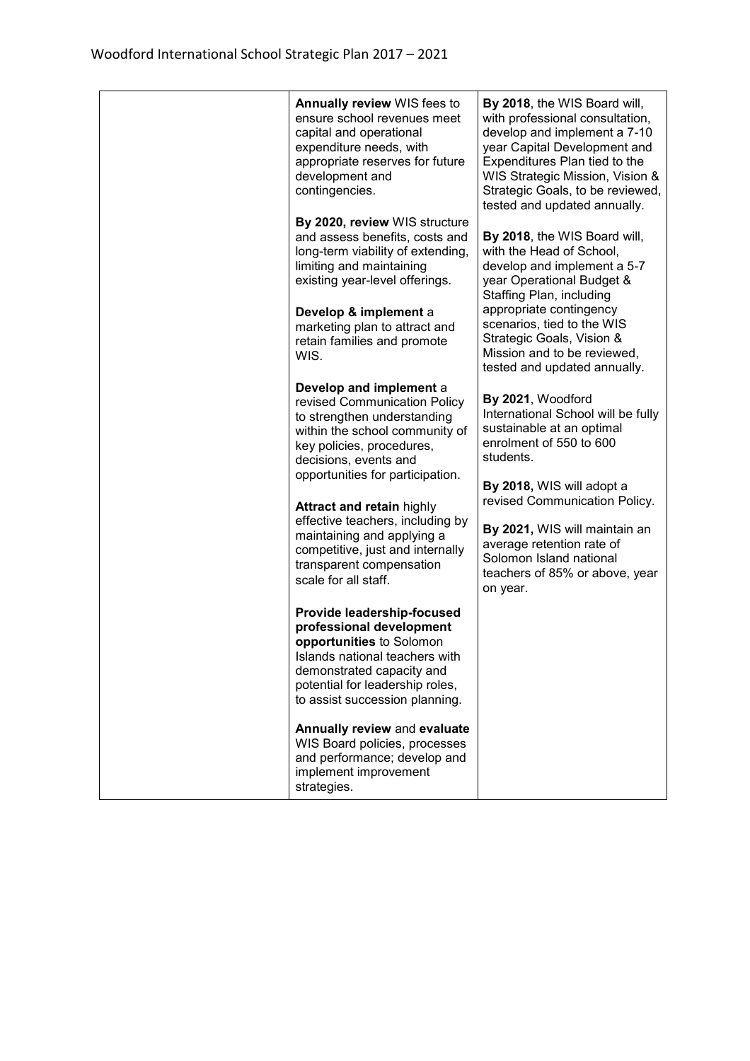| | | |
|---|---|---|
| | **Annually review** WIS fees to ensure school revenues meet capital and operational expenditure needs, with appropriate reserves for future development and contingencies.<br><br>**By 2020, review** WIS structure and assess benefits, costs and long-term viability of extending, limiting and maintaining existing year-level offerings.<br><br>**Develop & implement** a marketing plan to attract and retain families and promote WIS.<br><br>**Develop and implement** a revised Communication Policy to strengthen understanding within the school community of key policies, procedures, decisions, events and opportunities for participation.<br><br>**Attract and retain** highly effective teachers, including by maintaining and applying a competitive, just and internally transparent compensation scale for all staff.<br><br>**Provide leadership-focused professional development opportunities** to Solomon Islands national teachers with demonstrated capacity and potential for leadership roles, to assist succession planning.<br><br>**Annually review** and **evaluate** WIS Board policies, processes and performance; develop and implement improvement strategies. | **By 2018**, the WIS Board will, with professional consultation, develop and implement a 7-10 year Capital Development and Expenditures Plan tied to the WIS Strategic Mission, Vision & Strategic Goals, to be reviewed, tested and updated annually.<br><br>**By 2018**, the WIS Board will, with the Head of School, develop and implement a 5-7 year Operational Budget & Staffing Plan, including appropriate contingency scenarios, tied to the WIS Strategic Goals, Vision & Mission and to be reviewed, tested and updated annually.<br><br>**By 2021**, Woodford International School will be fully sustainable at an optimal enrolment of 550 to 600 students.<br><br>**By 2018,** WIS will adopt a revised Communication Policy.<br><br>**By 2021,** WIS will maintain an average retention rate of Solomon Island national teachers of 85% or above, year on year. |